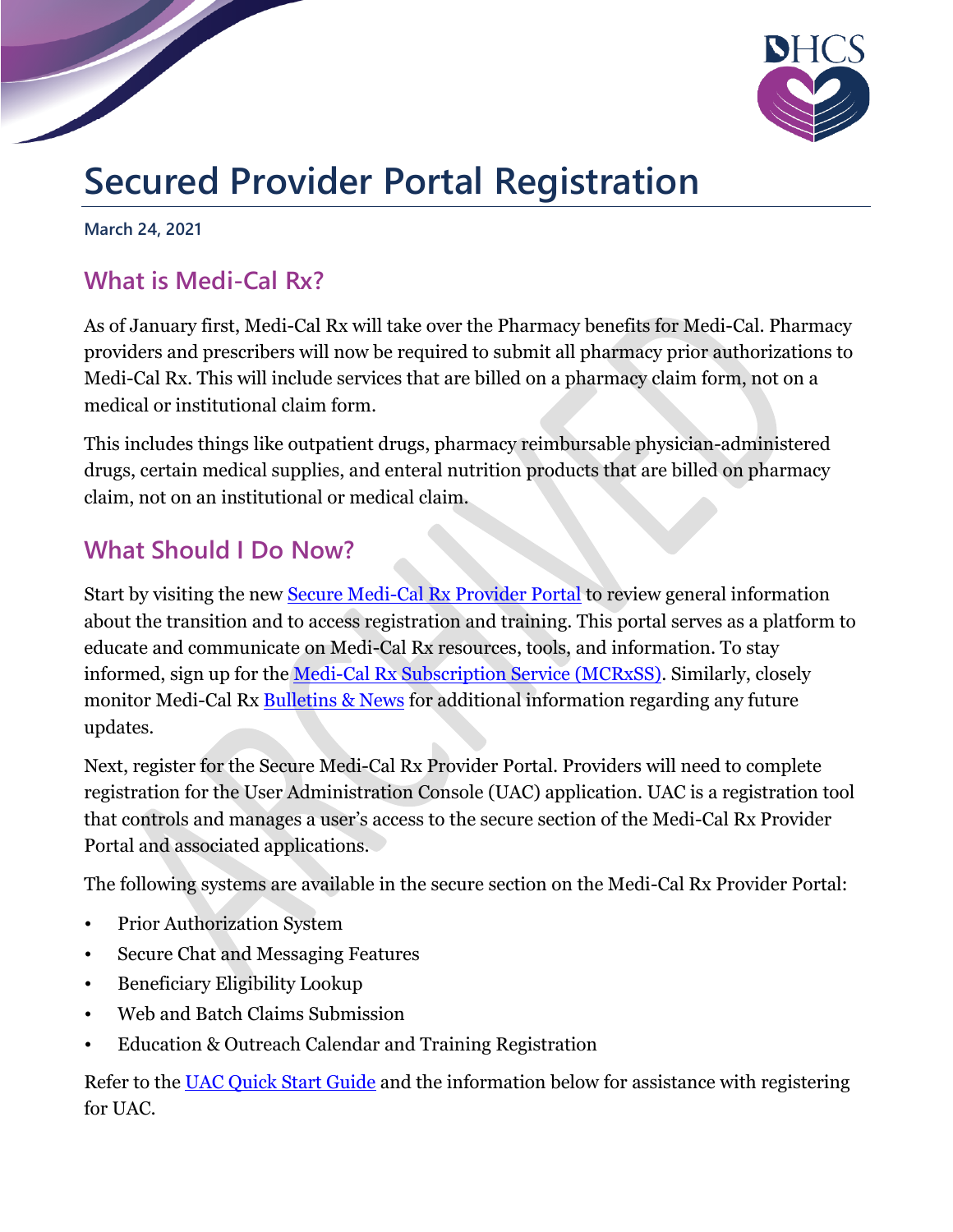# Secured Provider Portal Registration

**March 24, 2021**

## What is Medi-Cal Rx?

As of January first, Medi-Cal Rx will take over the Pharmacy benefits for Medi-Cal. Pharmacy providers and prescribers will now be required to submit all pharmacy prior authorizations to Medi-Cal Rx. This will include services that are billed on a pharmacy claim form, not on a medical or institutional claim form.

This includes things like outpatient drugs, pharmacy reimbursable physician-administered drugs, certain medical supplies, and enteral nutrition products that are billed on pharmacy claim, not on an institutional or medical claim.

## What Should I Do Now?

Start by visiting the new Secure Medi-Cal Rx Provider Portal to review general information about the transition and to access registration and training. This portal serves as a platform to educate and communicate on Medi-Cal Rx resources, tools, and information. To stay informed, sign up for the Medi-Cal Rx Subscription Service (MCRxSS). Similarly, closely monitor Medi-Cal Rx Bulletins & News for additional information regarding any future updates.

Next, register for the Secure Medi-Cal Rx Provider Portal. Providers will need to complete registration for the User Administration Console (UAC) application. UAC is a registration tool that controls and manages a user's access to the secure section of the Medi-Cal Rx Provider Portal and associated applications.

The following systems are available in the secure section on the Medi-Cal Rx Provider Portal:

- Prior Authorization System
- Secure Chat and Messaging Features
- Beneficiary Eligibility Lookup
- Web and Batch Claims Submission
- Education & Outreach Calendar and Training Registration

Refer to the UAC Quick Start Guide and the information below for assistance with registering for UAC.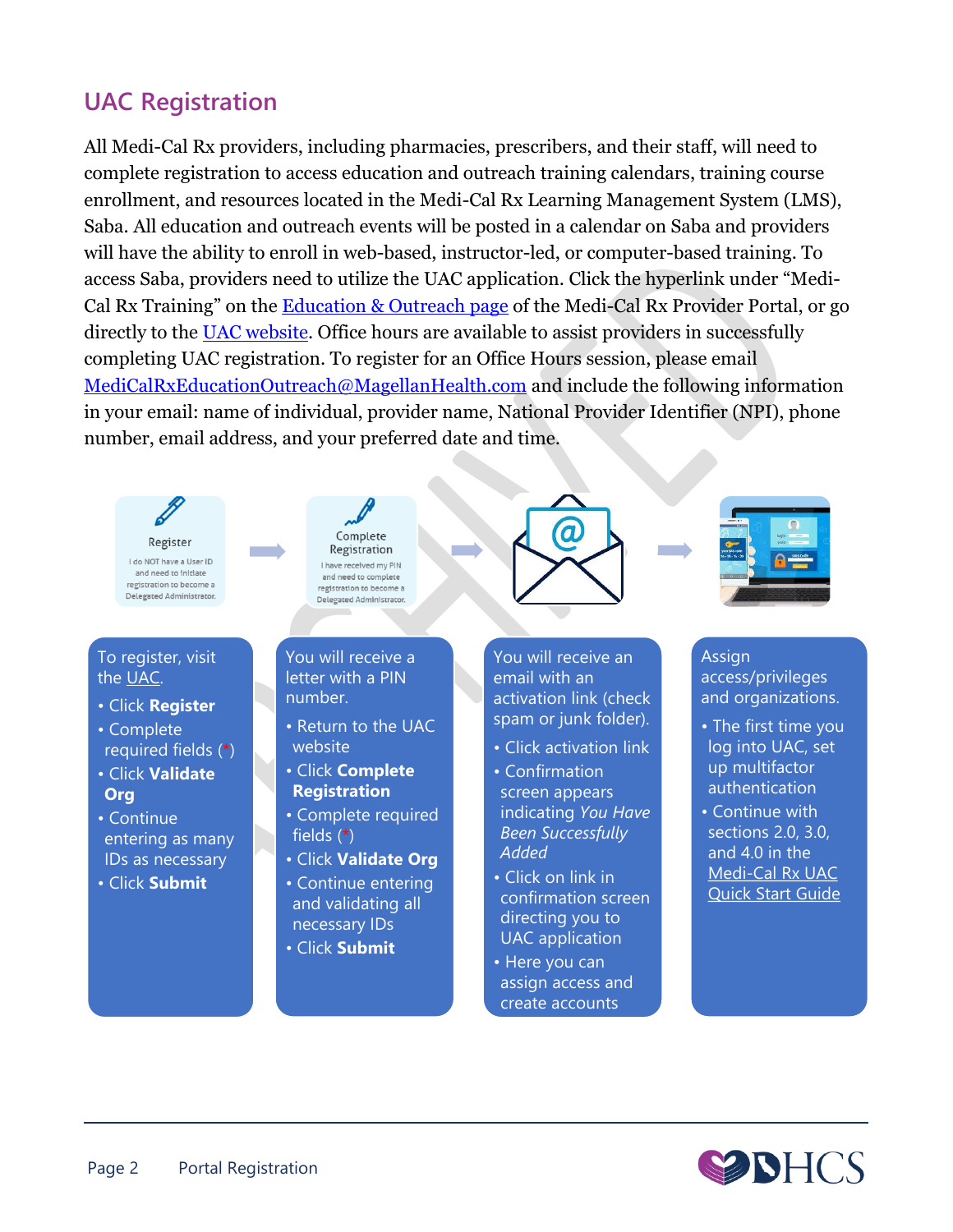## UAC Registration

All Medi-Cal Rx providers, including pharmacies, prescribers, and their staff, will need to complete registration to access education and outreach training calendars, training course enrollment, and resources located in the Medi-Cal Rx Learning Management System (LMS), Saba. All education and outreach events will be posted in a calendar on Saba and providers will have the ability to enroll in web-based, instructor-led, or computer-based training. To access Saba, providers need to utilize the UAC application. Click the hyperlink under "Medi-Cal Rx Training" on the Education & Outreach page of the Medi-Cal Rx Provider Portal, or go directly to the UAC website. Office hours are available to assist providers in successfully completing UAC registration. To register for an Office Hours session, please email MediCalRxEducationOutreach@MagellanHealth.com and include the following information in your email: name of individual, provider name, National Provider Identifier (NPI), phone number, email address, and your preferred date and time.

Register
I do NOT have a User ID and need to initiate registration to become a Delegated Administrator.

Complete Registration
I have received my PIN and need to complete registration to become a Delegated Administrator.

To register, visit the UAC.

- Click **Register**
- Complete required fields (*)
- Click **Validate Org**
- Continue entering as many IDs as necessary
- Click **Submit**

You will receive a letter with a PIN number.

- Return to the UAC website
- Click **Complete Registration**
- Complete required fields (*)
- Click **Validate Org**
- Continue entering and validating all necessary IDs
- Click **Submit**

You will receive an email with an activation link (check spam or junk folder).

- Click activation link
- Confirmation screen appears indicating *You Have Been Successfully Added*
- Click on link in confirmation screen directing you to UAC application
- Here you can assign access and create accounts

Assign access/privileges and organizations.

- The first time you log into UAC, set up multifactor authentication
- Continue with sections 2.0, 3.0, and 4.0 in the Medi-Cal Rx UAC Quick Start Guide

Portal Registration